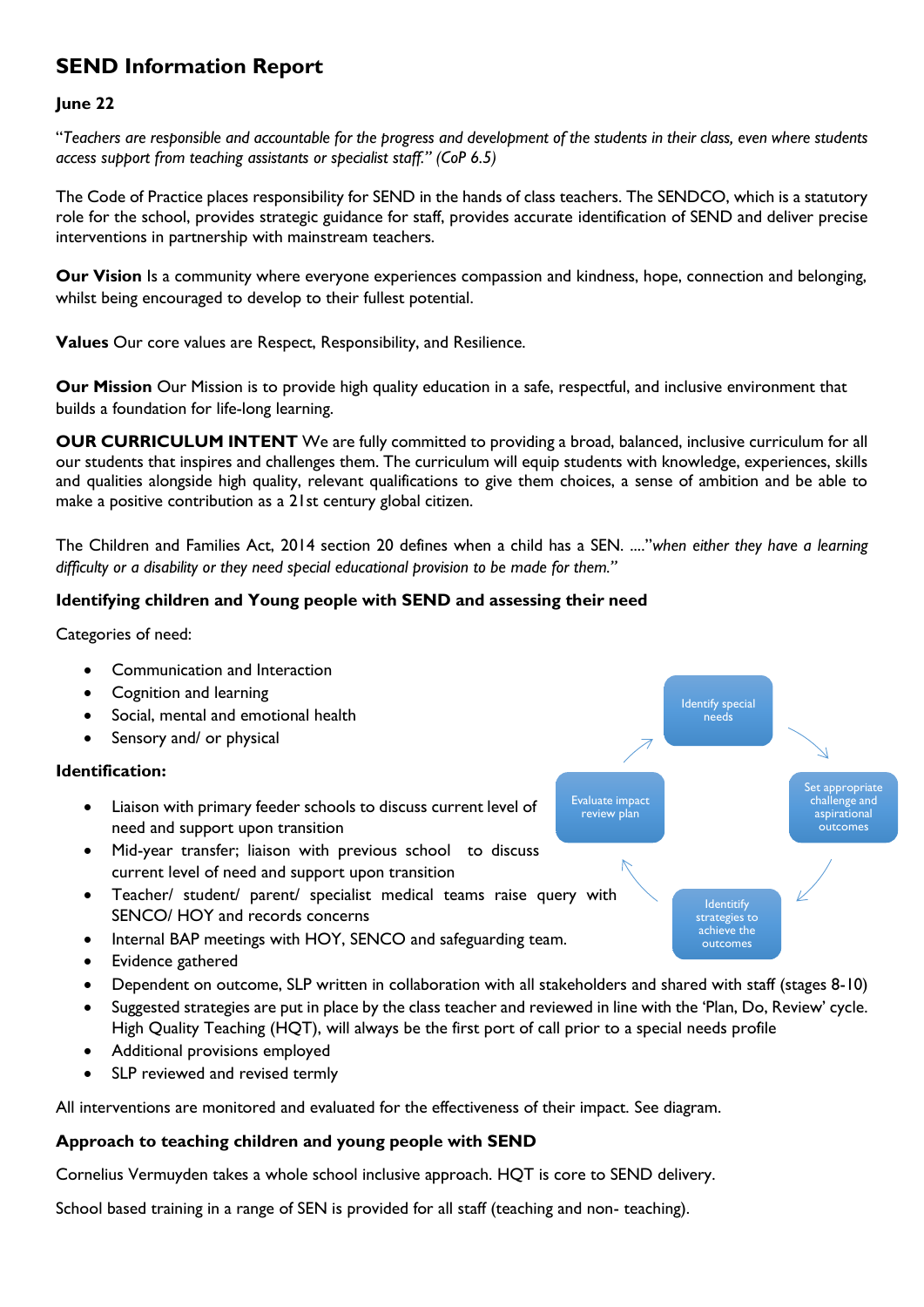# SEND Information Report

**June 22**

"*Teachers are responsible and accountable for the progress and development of the students in their class, even where students access support from teaching assistants or specialist staff." (CoP 6.5)*

The Code of Practice places responsibility for SEND in the hands of class teachers. The SENDCO, which is a statutory role for the school, provides strategic guidance for staff, provides accurate identification of SEND and deliver precise interventions in partnership with mainstream teachers.

**Our Vision** Is a community where everyone experiences compassion and kindness, hope, connection and belonging, whilst being encouraged to develop to their fullest potential.

**Values** Our core values are Respect, Responsibility, and Resilience.

**Our Mission** Our Mission is to provide high quality education in a safe, respectful, and inclusive environment that builds a foundation for life-long learning.

**OUR CURRICULUM INTENT** We are fully committed to providing a broad, balanced, inclusive curriculum for all our students that inspires and challenges them. The curriculum will equip students with knowledge, experiences, skills and qualities alongside high quality, relevant qualifications to give them choices, a sense of ambition and be able to make a positive contribution as a 21st century global citizen.

The Children and Families Act, 2014 section 20 defines when a child has a SEN. ...."*when either they have a learning difficulty or a disability or they need special educational provision to be made for them."*

**Identifying children and Young people with SEND and assessing their need**

Categories of need:

- Communication and Interaction
- Cognition and learning
- Social, mental and emotional health
- Sensory and/ or physical

**Identification:**

- Liaison with primary feeder schools to discuss current level of need and support upon transition
- Mid-year transfer; liaison with previous school to discuss current level of need and support upon transition
- Teacher/ student/ parent/ specialist medical teams raise query with SENCO/ HOY and records concerns
- Internal BAP meetings with HOY, SENCO and safeguarding team.
- Evidence gathered
- Dependent on outcome, SLP written in collaboration with all stakeholders and shared with staff (stages 8-10)
- Suggested strategies are put in place by the class teacher and reviewed in line with the 'Plan, Do, Review' cycle. High Quality Teaching (HQT), will always be the first port of call prior to a special needs profile
- Additional provisions employed
- SLP reviewed and revised termly

Identify special needs

Set appropriate challenge and aspirational outcomes

Identitify strategies to achieve the outcomes

Evaluate impact review plan

All interventions are monitored and evaluated for the effectiveness of their impact. See diagram.

**Approach to teaching children and young people with SEND**

Cornelius Vermuyden takes a whole school inclusive approach. HQT is core to SEND delivery.

School based training in a range of SEN is provided for all staff (teaching and non- teaching).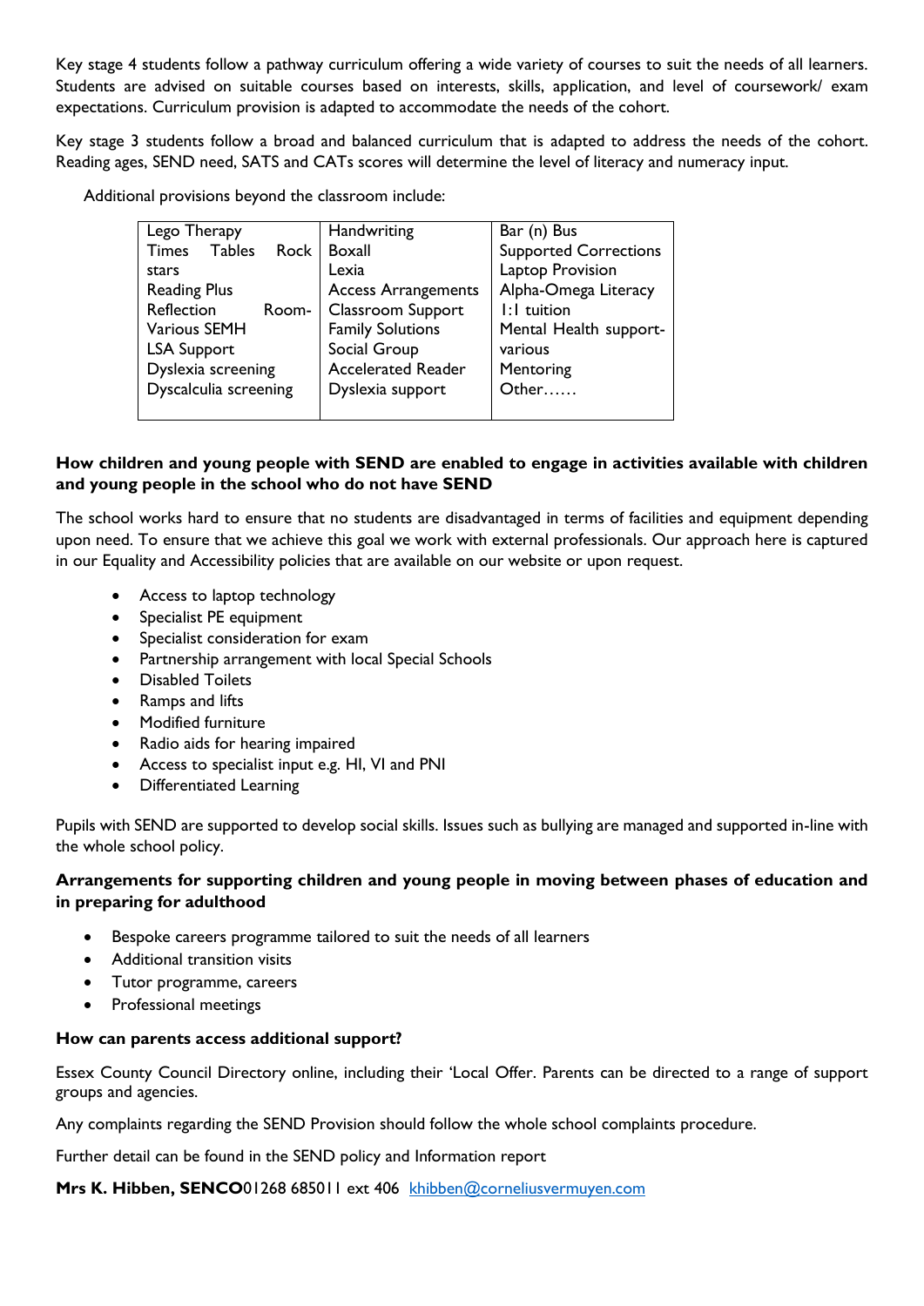Key stage 4 students follow a pathway curriculum offering a wide variety of courses to suit the needs of all learners. Students are advised on suitable courses based on interests, skills, application, and level of coursework/ exam expectations. Curriculum provision is adapted to accommodate the needs of the cohort.

Key stage 3 students follow a broad and balanced curriculum that is adapted to address the needs of the cohort. Reading ages, SEND need, SATS and CATs scores will determine the level of literacy and numeracy input.

Additional provisions beyond the classroom include:

| | | |
|---|---|---|
| Lego Therapy | Handwriting | Bar (n) Bus |
| Times Tables Rock stars | Boxall | Supported Corrections |
| Reading Plus | Lexia | Laptop Provision |
| Reflection Room- | Access Arrangements | Alpha-Omega Literacy |
| Various SEMH | Classroom Support | 1:1 tuition |
| LSA Support | Family Solutions | Mental Health support-various |
| Dyslexia screening | Social Group | Mentoring |
| Dyscalculia screening | Accelerated Reader | Other…… |
| | Dyslexia support | |

**How children and young people with SEND are enabled to engage in activities available with children and young people in the school who do not have SEND**

The school works hard to ensure that no students are disadvantaged in terms of facilities and equipment depending upon need. To ensure that we achieve this goal we work with external professionals. Our approach here is captured in our Equality and Accessibility policies that are available on our website or upon request.

- Access to laptop technology
- Specialist PE equipment
- Specialist consideration for exam
- Partnership arrangement with local Special Schools
- Disabled Toilets
- Ramps and lifts
- Modified furniture
- Radio aids for hearing impaired
- Access to specialist input e.g. HI, VI and PNI
- Differentiated Learning

Pupils with SEND are supported to develop social skills. Issues such as bullying are managed and supported in-line with the whole school policy.

**Arrangements for supporting children and young people in moving between phases of education and in preparing for adulthood**

- Bespoke careers programme tailored to suit the needs of all learners
- Additional transition visits
- Tutor programme, careers
- Professional meetings

**How can parents access additional support?**

Essex County Council Directory online, including their 'Local Offer. Parents can be directed to a range of support groups and agencies.

Any complaints regarding the SEND Provision should follow the whole school complaints procedure.

Further detail can be found in the SEND policy and Information report

**Mrs K. Hibben, SENCO**01268 685011 ext 406 khibben@corneliusvermuyen.com